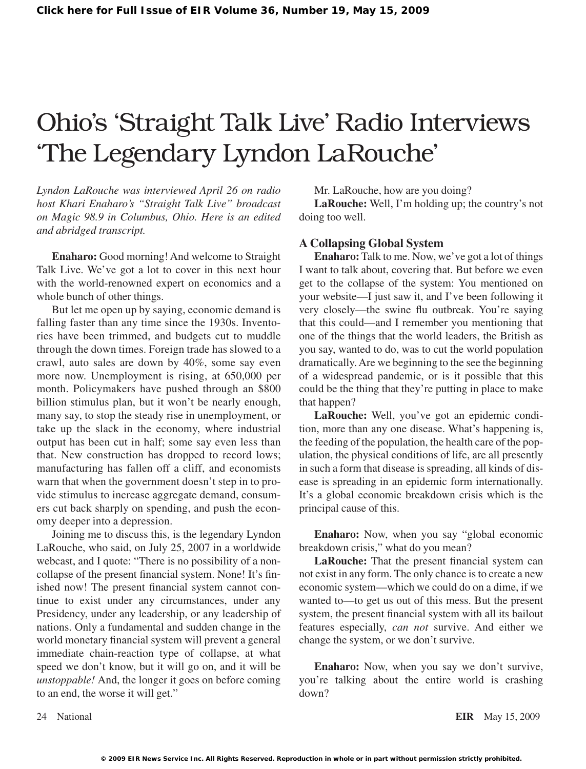# Ohio's 'Straight Talk Live' Radio Interviews 'The Legendary Lyndon LaRouche'

*Lyndon LaRouche was interviewed April 26 on radio host Khari Enaharo's "Straight Talk Live" broadcast on Magic 98.9 in Columbus, Ohio. Here is an edited and abridged transcript.*

**Enaharo:** Good morning! And welcome to Straight Talk Live. We've got a lot to cover in this next hour with the world-renowned expert on economics and a whole bunch of other things.

But let me open up by saying, economic demand is falling faster than any time since the 1930s. Inventories have been trimmed, and budgets cut to muddle through the down times. Foreign trade has slowed to a crawl, auto sales are down by 40%, some say even more now. Unemployment is rising, at 650,000 per month. Policymakers have pushed through an $800 billion stimulus plan, but it won't be nearly enough, many say, to stop the steady rise in unemployment, or take up the slack in the economy, where industrial output has been cut in half; some say even less than that. New construction has dropped to record lows; manufacturing has fallen off a cliff, and economists warn that when the government doesn't step in to provide stimulus to increase aggregate demand, consumers cut back sharply on spending, and push the economy deeper into a depression.

Joining me to discuss this, is the legendary Lyndon LaRouche, who said, on July 25, 2007 in a worldwide webcast, and I quote: "There is no possibility of a non-collapse of the present financial system. None! It's finished now! The present financial system cannot continue to exist under any circumstances, under any Presidency, under any leadership, or any leadership of nations. Only a fundamental and sudden change in the world monetary financial system will prevent a general immediate chain-reaction type of collapse, at what speed we don't know, but it will go on, and it will be *unstoppable!* And, the longer it goes on before coming to an end, the worse it will get."

Mr. LaRouche, how are you doing?

**LaRouche:** Well, I'm holding up; the country's not doing too well.

### A Collapsing Global System

**Enaharo:** Talk to me. Now, we've got a lot of things I want to talk about, covering that. But before we even get to the collapse of the system: You mentioned on your website—I just saw it, and I've been following it very closely—the swine flu outbreak. You're saying that this could—and I remember you mentioning that one of the things that the world leaders, the British as you say, wanted to do, was to cut the world population dramatically. Are we beginning to the see the beginning of a widespread pandemic, or is it possible that this could be the thing that they're putting in place to make that happen?

**LaRouche:** Well, you've got an epidemic condition, more than any one disease. What's happening is, the feeding of the population, the health care of the population, the physical conditions of life, are all presently in such a form that disease is spreading, all kinds of disease is spreading in an epidemic form internationally. It's a global economic breakdown crisis which is the principal cause of this.

**Enaharo:** Now, when you say "global economic breakdown crisis," what do you mean?

**LaRouche:** That the present financial system can not exist in any form. The only chance is to create a new economic system—which we could do on a dime, if we wanted to—to get us out of this mess. But the present system, the present financial system with all its bailout features especially, *can not* survive. And either we change the system, or we don't survive.

**Enaharo:** Now, when you say we don't survive, you're talking about the entire world is crashing down?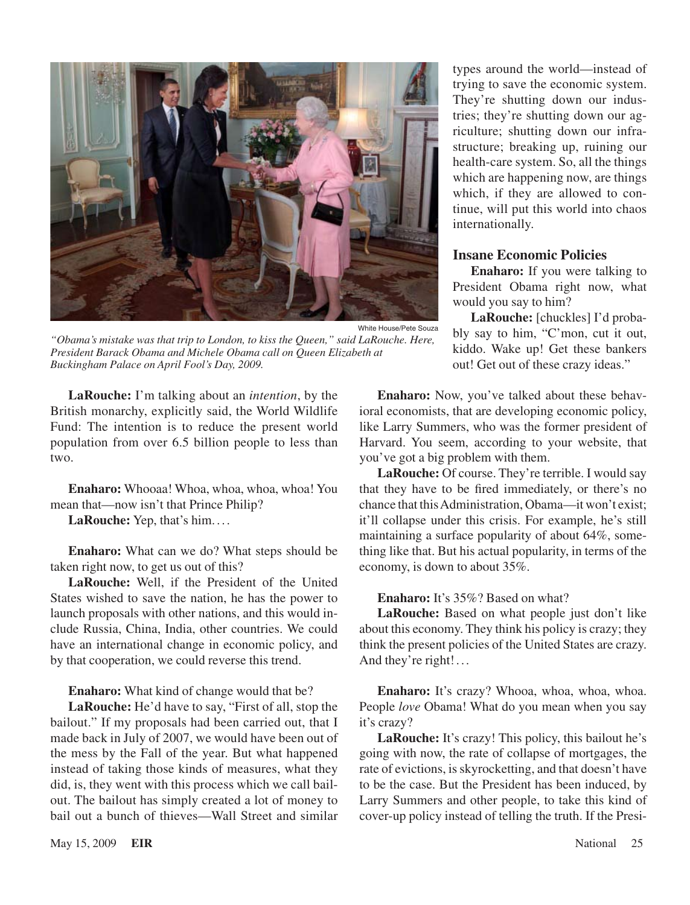White House/Pete Souza

*"Obama's mistake was that trip to London, to kiss the Queen," said LaRouche. Here, President Barack Obama and Michele Obama call on Queen Elizabeth at Buckingham Palace on April Fool's Day, 2009.*

**LaRouche:** I'm talking about an *intention*, by the British monarchy, explicitly said, the World Wildlife Fund: The intention is to reduce the present world population from over 6.5 billion people to less than two.

**Enaharo:** Whooaa! Whoa, whoa, whoa, whoa! You mean that—now isn't that Prince Philip?

**LaRouche:** Yep, that's him. . . .

**Enaharo:** What can we do? What steps should be taken right now, to get us out of this?

**LaRouche:** Well, if the President of the United States wished to save the nation, he has the power to launch proposals with other nations, and this would include Russia, China, India, other countries. We could have an international change in economic policy, and by that cooperation, we could reverse this trend.

**Enaharo:** What kind of change would that be?

**LaRouche:** He'd have to say, "First of all, stop the bailout." If my proposals had been carried out, that I made back in July of 2007, we would have been out of the mess by the Fall of the year. But what happened instead of taking those kinds of measures, what they did, is, they went with this process which we call bailout. The bailout has simply created a lot of money to bail out a bunch of thieves—Wall Street and similar types around the world—instead of trying to save the economic system. They're shutting down our industries; they're shutting down our agriculture; shutting down our infrastructure; breaking up, ruining our health-care system. So, all the things which are happening now, are things which, if they are allowed to continue, will put this world into chaos internationally.

## Insane Economic Policies

**Enaharo:** If you were talking to President Obama right now, what would you say to him?

**LaRouche:** [chuckles] I'd probably say to him, "C'mon, cut it out, kiddo. Wake up! Get these bankers out! Get out of these crazy ideas."

**Enaharo:** Now, you've talked about these behavioral economists, that are developing economic policy, like Larry Summers, who was the former president of Harvard. You seem, according to your website, that you've got a big problem with them.

**LaRouche:** Of course. They're terrible. I would say that they have to be fired immediately, or there's no chance that this Administration, Obama—it won't exist; it'll collapse under this crisis. For example, he's still maintaining a surface popularity of about 64%, something like that. But his actual popularity, in terms of the economy, is down to about 35%.

**Enaharo:** It's 35%? Based on what?

**LaRouche:** Based on what people just don't like about this economy. They think his policy is crazy; they think the present policies of the United States are crazy. And they're right! . . .

**Enaharo:** It's crazy? Whooa, whoa, whoa, whoa. People *love* Obama! What do you mean when you say it's crazy?

**LaRouche:** It's crazy! This policy, this bailout he's going with now, the rate of collapse of mortgages, the rate of evictions, is skyrocketting, and that doesn't have to be the case. But the President has been induced, by Larry Summers and other people, to take this kind of cover-up policy instead of telling the truth. If the Presi-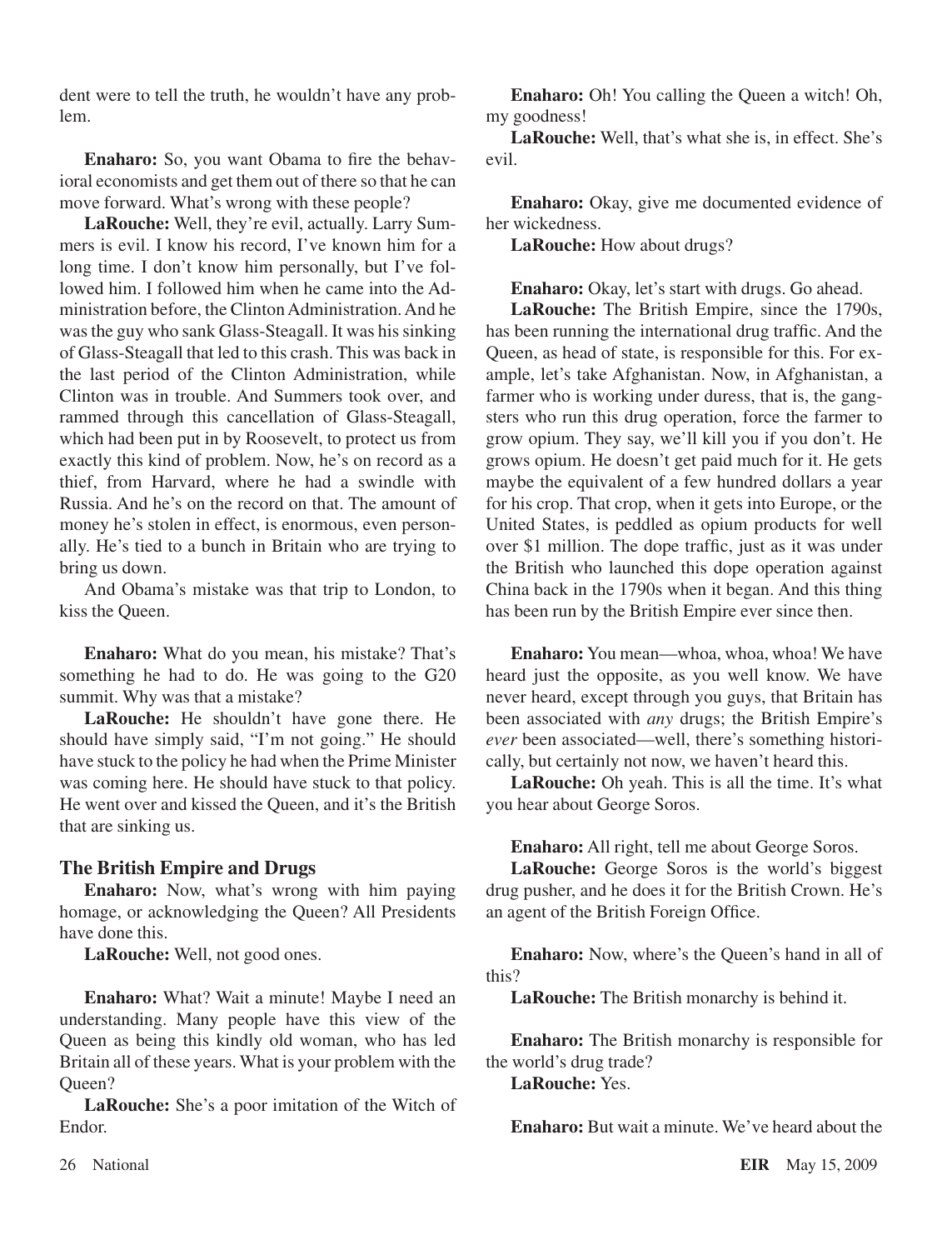dent were to tell the truth, he wouldn't have any problem.

**Enaharo:** So, you want Obama to fire the behavioral economists and get them out of there so that he can move forward. What's wrong with these people?

**LaRouche:** Well, they're evil, actually. Larry Summers is evil. I know his record, I've known him for a long time. I don't know him personally, but I've followed him. I followed him when he came into the Administration before, the Clinton Administration. And he was the guy who sank Glass-Steagall. It was his sinking of Glass-Steagall that led to this crash. This was back in the last period of the Clinton Administration, while Clinton was in trouble. And Summers took over, and rammed through this cancellation of Glass-Steagall, which had been put in by Roosevelt, to protect us from exactly this kind of problem. Now, he's on record as a thief, from Harvard, where he had a swindle with Russia. And he's on the record on that. The amount of money he's stolen in effect, is enormous, even personally. He's tied to a bunch in Britain who are trying to bring us down.

And Obama's mistake was that trip to London, to kiss the Queen.

**Enaharo:** What do you mean, his mistake? That's something he had to do. He was going to the G20 summit. Why was that a mistake?

**LaRouche:** He shouldn't have gone there. He should have simply said, "I'm not going." He should have stuck to the policy he had when the Prime Minister was coming here. He should have stuck to that policy. He went over and kissed the Queen, and it's the British that are sinking us.

### The British Empire and Drugs

**Enaharo:** Now, what's wrong with him paying homage, or acknowledging the Queen? All Presidents have done this.

**LaRouche:** Well, not good ones.

**Enaharo:** What? Wait a minute! Maybe I need an understanding. Many people have this view of the Queen as being this kindly old woman, who has led Britain all of these years. What is your problem with the Queen?

**LaRouche:** She's a poor imitation of the Witch of Endor.

**Enaharo:** Oh! You calling the Queen a witch! Oh, my goodness!

**LaRouche:** Well, that's what she is, in effect. She's evil.

**Enaharo:** Okay, give me documented evidence of her wickedness.

**LaRouche:** How about drugs?

**Enaharo:** Okay, let's start with drugs. Go ahead.

**LaRouche:** The British Empire, since the 1790s, has been running the international drug traffic. And the Queen, as head of state, is responsible for this. For example, let's take Afghanistan. Now, in Afghanistan, a farmer who is working under duress, that is, the gangsters who run this drug operation, force the farmer to grow opium. They say, we'll kill you if you don't. He grows opium. He doesn't get paid much for it. He gets maybe the equivalent of a few hundred dollars a year for his crop. That crop, when it gets into Europe, or the United States, is peddled as opium products for well over $1 million. The dope traffic, just as it was under the British who launched this dope operation against China back in the 1790s when it began. And this thing has been run by the British Empire ever since then.

**Enaharo:** You mean—whoa, whoa, whoa! We have heard just the opposite, as you well know. We have never heard, except through you guys, that Britain has been associated with *any* drugs; the British Empire's *ever* been associated—well, there's something historically, but certainly not now, we haven't heard this.

**LaRouche:** Oh yeah. This is all the time. It's what you hear about George Soros.

**Enaharo:** All right, tell me about George Soros.

**LaRouche:** George Soros is the world's biggest drug pusher, and he does it for the British Crown. He's an agent of the British Foreign Office.

**Enaharo:** Now, where's the Queen's hand in all of this?

**LaRouche:** The British monarchy is behind it.

**Enaharo:** The British monarchy is responsible for the world's drug trade?

**LaRouche:** Yes.

**Enaharo:** But wait a minute. We've heard about the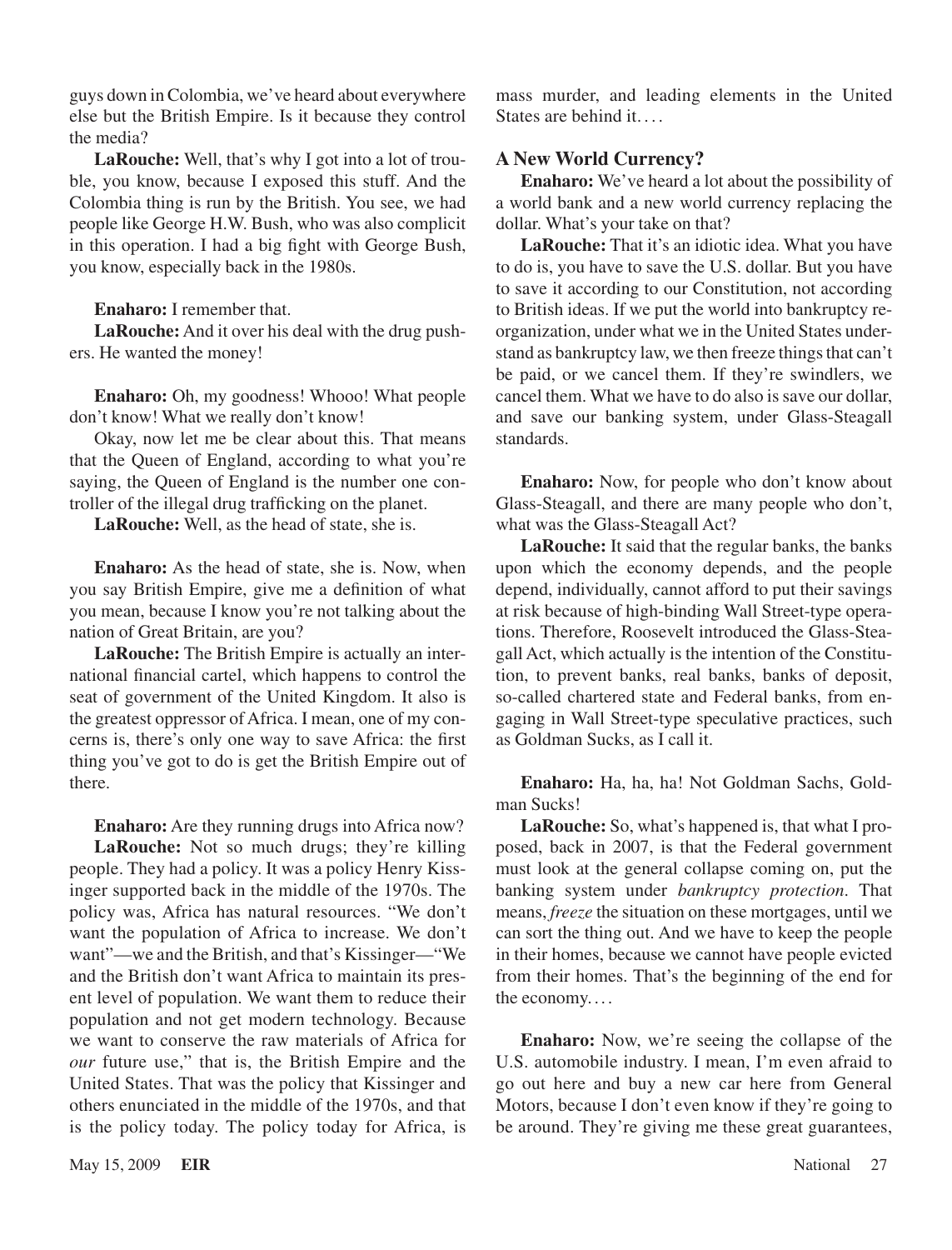guys down in Colombia, we've heard about everywhere else but the British Empire. Is it because they control the media?

**LaRouche:** Well, that's why I got into a lot of trouble, you know, because I exposed this stuff. And the Colombia thing is run by the British. You see, we had people like George H.W. Bush, who was also complicit in this operation. I had a big fight with George Bush, you know, especially back in the 1980s.

**Enaharo:** I remember that.

**LaRouche:** And it over his deal with the drug pushers. He wanted the money!

**Enaharo:** Oh, my goodness! Whooo! What people don't know! What we really don't know!

Okay, now let me be clear about this. That means that the Queen of England, according to what you're saying, the Queen of England is the number one controller of the illegal drug trafficking on the planet.

**LaRouche:** Well, as the head of state, she is.

**Enaharo:** As the head of state, she is. Now, when you say British Empire, give me a definition of what you mean, because I know you're not talking about the nation of Great Britain, are you?

**LaRouche:** The British Empire is actually an international financial cartel, which happens to control the seat of government of the United Kingdom. It also is the greatest oppressor of Africa. I mean, one of my concerns is, there's only one way to save Africa: the first thing you've got to do is get the British Empire out of there.

**Enaharo:** Are they running drugs into Africa now?

**LaRouche:** Not so much drugs; they're killing people. They had a policy. It was a policy Henry Kissinger supported back in the middle of the 1970s. The policy was, Africa has natural resources. "We don't want the population of Africa to increase. We don't want"—we and the British, and that's Kissinger—"We and the British don't want Africa to maintain its present level of population. We want them to reduce their population and not get modern technology. Because we want to conserve the raw materials of Africa for *our* future use," that is, the British Empire and the United States. That was the policy that Kissinger and others enunciated in the middle of the 1970s, and that is the policy today. The policy today for Africa, is mass murder, and leading elements in the United States are behind it. . . .

### A New World Currency?

**Enaharo:** We've heard a lot about the possibility of a world bank and a new world currency replacing the dollar. What's your take on that?

**LaRouche:** That it's an idiotic idea. What you have to do is, you have to save the U.S. dollar. But you have to save it according to our Constitution, not according to British ideas. If we put the world into bankruptcy reorganization, under what we in the United States understand as bankruptcy law, we then freeze things that can't be paid, or we cancel them. If they're swindlers, we cancel them. What we have to do also is save our dollar, and save our banking system, under Glass-Steagall standards.

**Enaharo:** Now, for people who don't know about Glass-Steagall, and there are many people who don't, what was the Glass-Steagall Act?

**LaRouche:** It said that the regular banks, the banks upon which the economy depends, and the people depend, individually, cannot afford to put their savings at risk because of high-binding Wall Street-type operations. Therefore, Roosevelt introduced the Glass-Steagall Act, which actually is the intention of the Constitution, to prevent banks, real banks, banks of deposit, so-called chartered state and Federal banks, from engaging in Wall Street-type speculative practices, such as Goldman Sucks, as I call it.

**Enaharo:** Ha, ha, ha! Not Goldman Sachs, Goldman Sucks!

**LaRouche:** So, what's happened is, that what I proposed, back in 2007, is that the Federal government must look at the general collapse coming on, put the banking system under *bankruptcy protection*. That means, *freeze* the situation on these mortgages, until we can sort the thing out. And we have to keep the people in their homes, because we cannot have people evicted from their homes. That's the beginning of the end for the economy. . . .

**Enaharo:** Now, we're seeing the collapse of the U.S. automobile industry. I mean, I'm even afraid to go out here and buy a new car here from General Motors, because I don't even know if they're going to be around. They're giving me these great guarantees,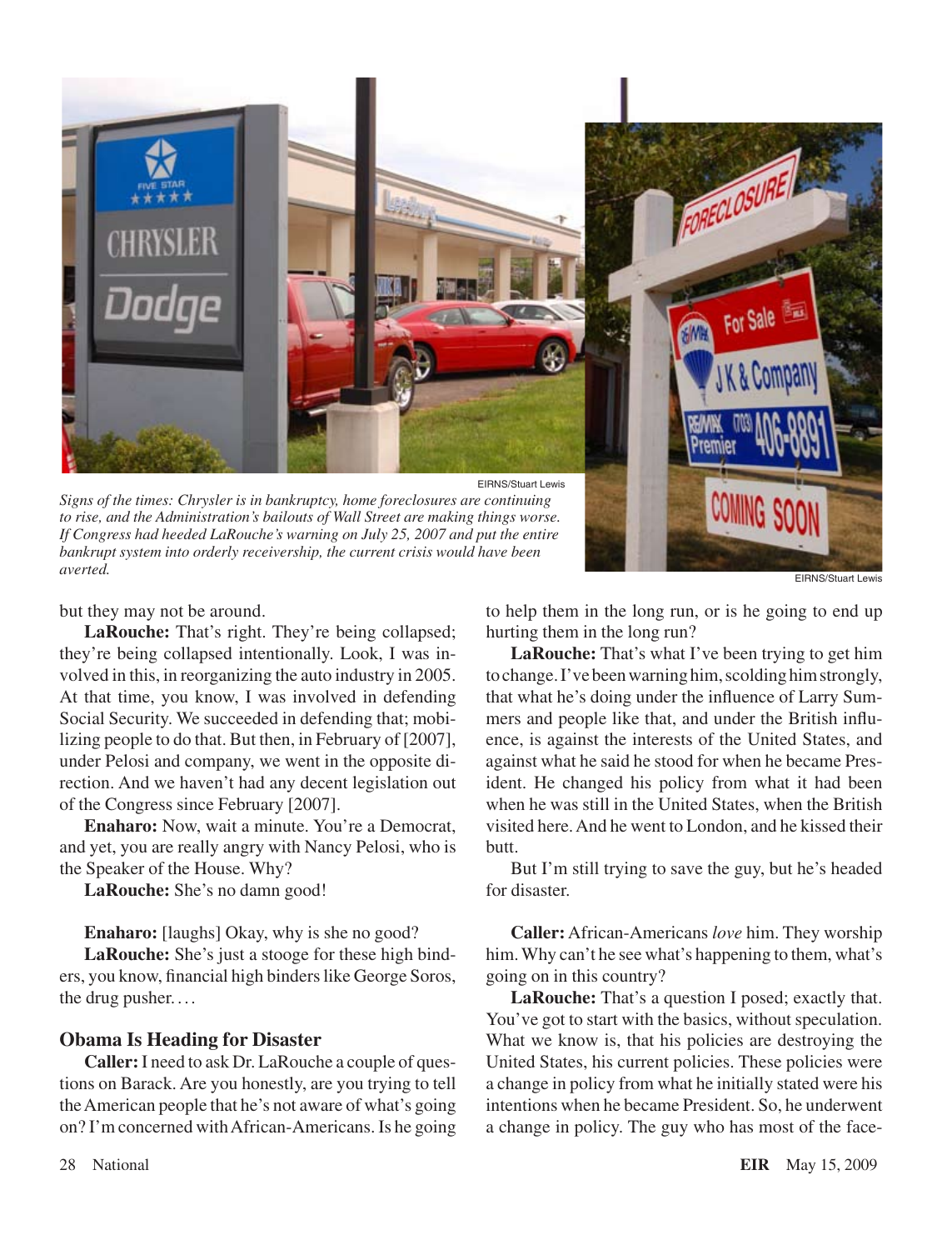EIRNS/Stuart Lewis

*Signs of the times: Chrysler is in bankruptcy, home foreclosures are continuing to rise, and the Administration's bailouts of Wall Street are making things worse. If Congress had heeded LaRouche's warning on July 25, 2007 and put the entire bankrupt system into orderly receivership, the current crisis would have been averted.*

EIRNS/Stuart Lewis

but they may not be around.

**LaRouche:** That's right. They're being collapsed; they're being collapsed intentionally. Look, I was involved in this, in reorganizing the auto industry in 2005. At that time, you know, I was involved in defending Social Security. We succeeded in defending that; mobilizing people to do that. But then, in February of [2007], under Pelosi and company, we went in the opposite direction. And we haven't had any decent legislation out of the Congress since February [2007].

**Enaharo:** Now, wait a minute. You're a Democrat, and yet, you are really angry with Nancy Pelosi, who is the Speaker of the House. Why?

**LaRouche:** She's no damn good!

**Enaharo:** [laughs] Okay, why is she no good?

**LaRouche:** She's just a stooge for these high binders, you know, financial high binders like George Soros, the drug pusher. . . .

### Obama Is Heading for Disaster

**Caller:** I need to ask Dr. LaRouche a couple of questions on Barack. Are you honestly, are you trying to tell the American people that he's not aware of what's going on? I'm concerned with African-Americans. Is he going to help them in the long run, or is he going to end up hurting them in the long run?

**LaRouche:** That's what I've been trying to get him to change. I've been warning him, scolding him strongly, that what he's doing under the influence of Larry Summers and people like that, and under the British influence, is against the interests of the United States, and against what he said he stood for when he became President. He changed his policy from what it had been when he was still in the United States, when the British visited here. And he went to London, and he kissed their butt.

But I'm still trying to save the guy, but he's headed for disaster.

**Caller:** African-Americans *love* him. They worship him. Why can't he see what's happening to them, what's going on in this country?

**LaRouche:** That's a question I posed; exactly that. You've got to start with the basics, without speculation. What we know is, that his policies are destroying the United States, his current policies. These policies were a change in policy from what he initially stated were his intentions when he became President. So, he underwent a change in policy. The guy who has most of the face-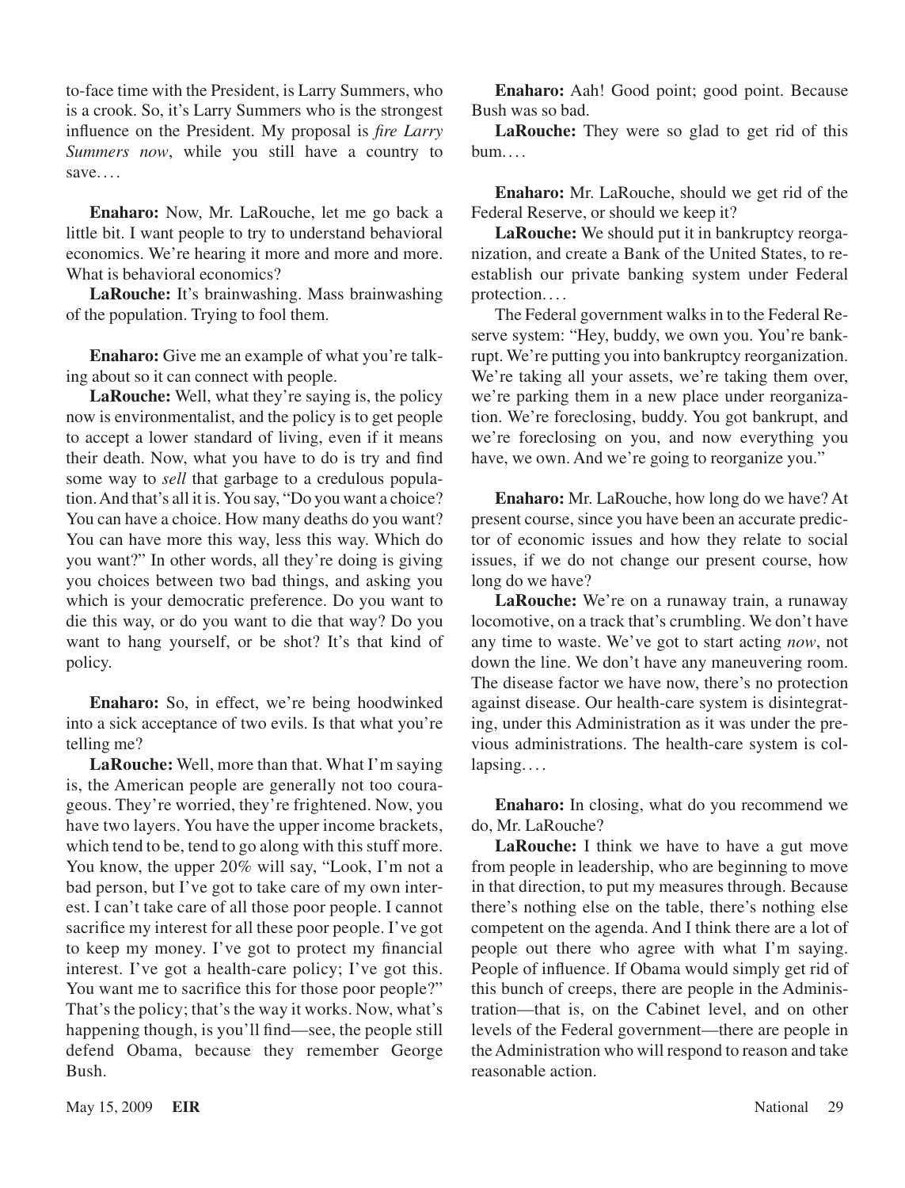to-face time with the President, is Larry Summers, who is a crook. So, it's Larry Summers who is the strongest influence on the President. My proposal is *fire Larry Summers now*, while you still have a country to save. . . .

**Enaharo:** Now, Mr. LaRouche, let me go back a little bit. I want people to try to understand behavioral economics. We're hearing it more and more and more. What is behavioral economics?

**LaRouche:** It's brainwashing. Mass brainwashing of the population. Trying to fool them.

**Enaharo:** Give me an example of what you're talking about so it can connect with people.

**LaRouche:** Well, what they're saying is, the policy now is environmentalist, and the policy is to get people to accept a lower standard of living, even if it means their death. Now, what you have to do is try and find some way to *sell* that garbage to a credulous population. And that's all it is. You say, "Do you want a choice? You can have a choice. How many deaths do you want? You can have more this way, less this way. Which do you want?" In other words, all they're doing is giving you choices between two bad things, and asking you which is your democratic preference. Do you want to die this way, or do you want to die that way? Do you want to hang yourself, or be shot? It's that kind of policy.

**Enaharo:** So, in effect, we're being hoodwinked into a sick acceptance of two evils. Is that what you're telling me?

**LaRouche:** Well, more than that. What I'm saying is, the American people are generally not too courageous. They're worried, they're frightened. Now, you have two layers. You have the upper income brackets, which tend to be, tend to go along with this stuff more. You know, the upper 20% will say, "Look, I'm not a bad person, but I've got to take care of my own interest. I can't take care of all those poor people. I cannot sacrifice my interest for all these poor people. I've got to keep my money. I've got to protect my financial interest. I've got a health-care policy; I've got this. You want me to sacrifice this for those poor people?" That's the policy; that's the way it works. Now, what's happening though, is you'll find—see, the people still defend Obama, because they remember George Bush.

**Enaharo:** Aah! Good point; good point. Because Bush was so bad.

**LaRouche:** They were so glad to get rid of this bum. . . .

**Enaharo:** Mr. LaRouche, should we get rid of the Federal Reserve, or should we keep it?

**LaRouche:** We should put it in bankruptcy reorganization, and create a Bank of the United States, to reestablish our private banking system under Federal protection. . . .

The Federal government walks in to the Federal Reserve system: "Hey, buddy, we own you. You're bankrupt. We're putting you into bankruptcy reorganization. We're taking all your assets, we're taking them over, we're parking them in a new place under reorganization. We're foreclosing, buddy. You got bankrupt, and we're foreclosing on you, and now everything you have, we own. And we're going to reorganize you."

**Enaharo:** Mr. LaRouche, how long do we have? At present course, since you have been an accurate predictor of economic issues and how they relate to social issues, if we do not change our present course, how long do we have?

**LaRouche:** We're on a runaway train, a runaway locomotive, on a track that's crumbling. We don't have any time to waste. We've got to start acting *now*, not down the line. We don't have any maneuvering room. The disease factor we have now, there's no protection against disease. Our health-care system is disintegrating, under this Administration as it was under the previous administrations. The health-care system is collapsing. . . .

**Enaharo:** In closing, what do you recommend we do, Mr. LaRouche?

**LaRouche:** I think we have to have a gut move from people in leadership, who are beginning to move in that direction, to put my measures through. Because there's nothing else on the table, there's nothing else competent on the agenda. And I think there are a lot of people out there who agree with what I'm saying. People of influence. If Obama would simply get rid of this bunch of creeps, there are people in the Administration—that is, on the Cabinet level, and on other levels of the Federal government—there are people in the Administration who will respond to reason and take reasonable action.